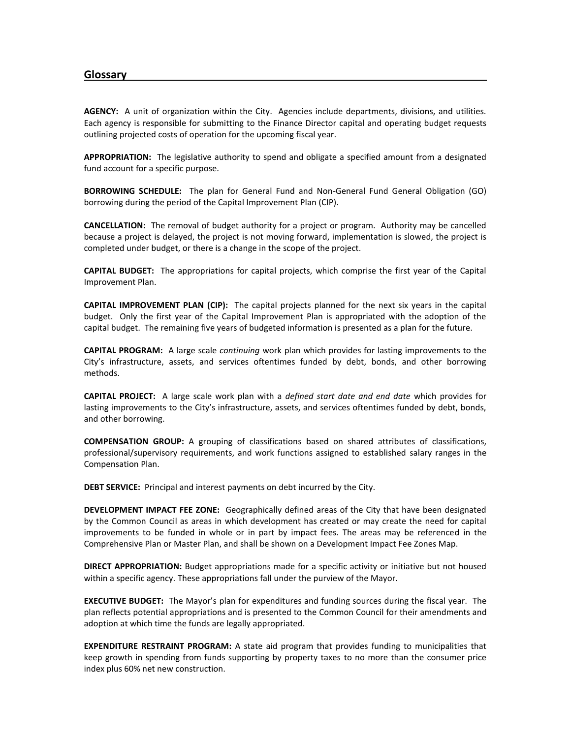## Glossary

**AGENCY:** A unit of organization within the City. Agencies include departments, divisions, and utilities. Each agency is responsible for submitting to the Finance Director capital and operating budget requests outlining projected costs of operation for the upcoming fiscal year.

**APPROPRIATION:** The legislative authority to spend and obligate a specified amount from a designated fund account for a specific purpose.

**BORROWING SCHEDULE:** The plan for General Fund and Non-General Fund General Obligation (GO) borrowing during the period of the Capital Improvement Plan (CIP).

**CANCELLATION:** The removal of budget authority for a project or program. Authority may be cancelled because a project is delayed, the project is not moving forward, implementation is slowed, the project is completed under budget, or there is a change in the scope of the project.

**CAPITAL BUDGET:** The appropriations for capital projects, which comprise the first year of the Capital Improvement Plan.

**CAPITAL IMPROVEMENT PLAN (CIP):** The capital projects planned for the next six years in the capital budget. Only the first year of the Capital Improvement Plan is appropriated with the adoption of the capital budget. The remaining five years of budgeted information is presented as a plan for the future.

**CAPITAL PROGRAM:** A large scale *continuing* work plan which provides for lasting improvements to the City's infrastructure, assets, and services oftentimes funded by debt, bonds, and other borrowing methods.

**CAPITAL PROJECT:** A large scale work plan with a *defined start date and end date* which provides for lasting improvements to the City's infrastructure, assets, and services oftentimes funded by debt, bonds, and other borrowing.

**COMPENSATION GROUP:** A grouping of classifications based on shared attributes of classifications, professional/supervisory requirements, and work functions assigned to established salary ranges in the Compensation Plan.

**DEBT SERVICE:** Principal and interest payments on debt incurred by the City.

**DEVELOPMENT IMPACT FEE ZONE:** Geographically defined areas of the City that have been designated by the Common Council as areas in which development has created or may create the need for capital improvements to be funded in whole or in part by impact fees. The areas may be referenced in the Comprehensive Plan or Master Plan, and shall be shown on a Development Impact Fee Zones Map.

**DIRECT APPROPRIATION:** Budget appropriations made for a specific activity or initiative but not housed within a specific agency. These appropriations fall under the purview of the Mayor.

**EXECUTIVE BUDGET:** The Mayor's plan for expenditures and funding sources during the fiscal year. The plan reflects potential appropriations and is presented to the Common Council for their amendments and adoption at which time the funds are legally appropriated.

**EXPENDITURE RESTRAINT PROGRAM:** A state aid program that provides funding to municipalities that keep growth in spending from funds supporting by property taxes to no more than the consumer price index plus 60% net new construction.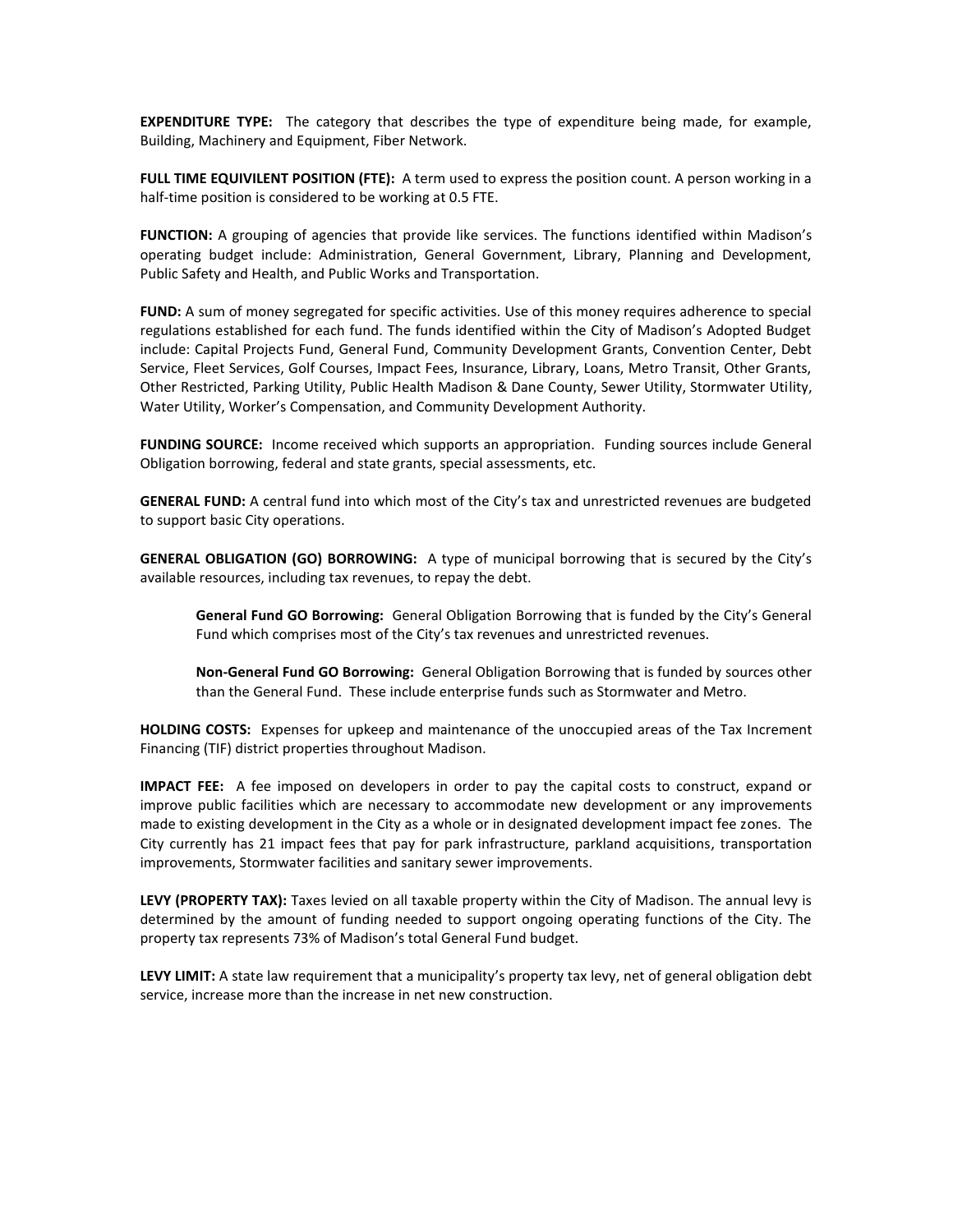**EXPENDITURE TYPE:** The category that describes the type of expenditure being made, for example, Building, Machinery and Equipment, Fiber Network.

**FULL TIME EQUIVILENT POSITION (FTE):** A term used to express the position count. A person working in a half-time position is considered to be working at 0.5 FTE.

**FUNCTION:** A grouping of agencies that provide like services. The functions identified within Madison's operating budget include: Administration, General Government, Library, Planning and Development, Public Safety and Health, and Public Works and Transportation.

**FUND:** A sum of money segregated for specific activities. Use of this money requires adherence to special regulations established for each fund. The funds identified within the City of Madison's Adopted Budget include: Capital Projects Fund, General Fund, Community Development Grants, Convention Center, Debt Service, Fleet Services, Golf Courses, Impact Fees, Insurance, Library, Loans, Metro Transit, Other Grants, Other Restricted, Parking Utility, Public Health Madison & Dane County, Sewer Utility, Stormwater Utility, Water Utility, Worker's Compensation, and Community Development Authority.

**FUNDING SOURCE:** Income received which supports an appropriation. Funding sources include General Obligation borrowing, federal and state grants, special assessments, etc.

**GENERAL FUND:** A central fund into which most of the City's tax and unrestricted revenues are budgeted to support basic City operations.

**GENERAL OBLIGATION (GO) BORROWING:** A type of municipal borrowing that is secured by the City's available resources, including tax revenues, to repay the debt.

> **General Fund GO Borrowing:** General Obligation Borrowing that is funded by the City's General Fund which comprises most of the City's tax revenues and unrestricted revenues.
>
> **Non-General Fund GO Borrowing:** General Obligation Borrowing that is funded by sources other than the General Fund. These include enterprise funds such as Stormwater and Metro.

**HOLDING COSTS:** Expenses for upkeep and maintenance of the unoccupied areas of the Tax Increment Financing (TIF) district properties throughout Madison.

**IMPACT FEE:** A fee imposed on developers in order to pay the capital costs to construct, expand or improve public facilities which are necessary to accommodate new development or any improvements made to existing development in the City as a whole or in designated development impact fee zones. The City currently has 21 impact fees that pay for park infrastructure, parkland acquisitions, transportation improvements, Stormwater facilities and sanitary sewer improvements.

**LEVY (PROPERTY TAX):** Taxes levied on all taxable property within the City of Madison. The annual levy is determined by the amount of funding needed to support ongoing operating functions of the City. The property tax represents 73% of Madison's total General Fund budget.

**LEVY LIMIT:** A state law requirement that a municipality's property tax levy, net of general obligation debt service, increase more than the increase in net new construction.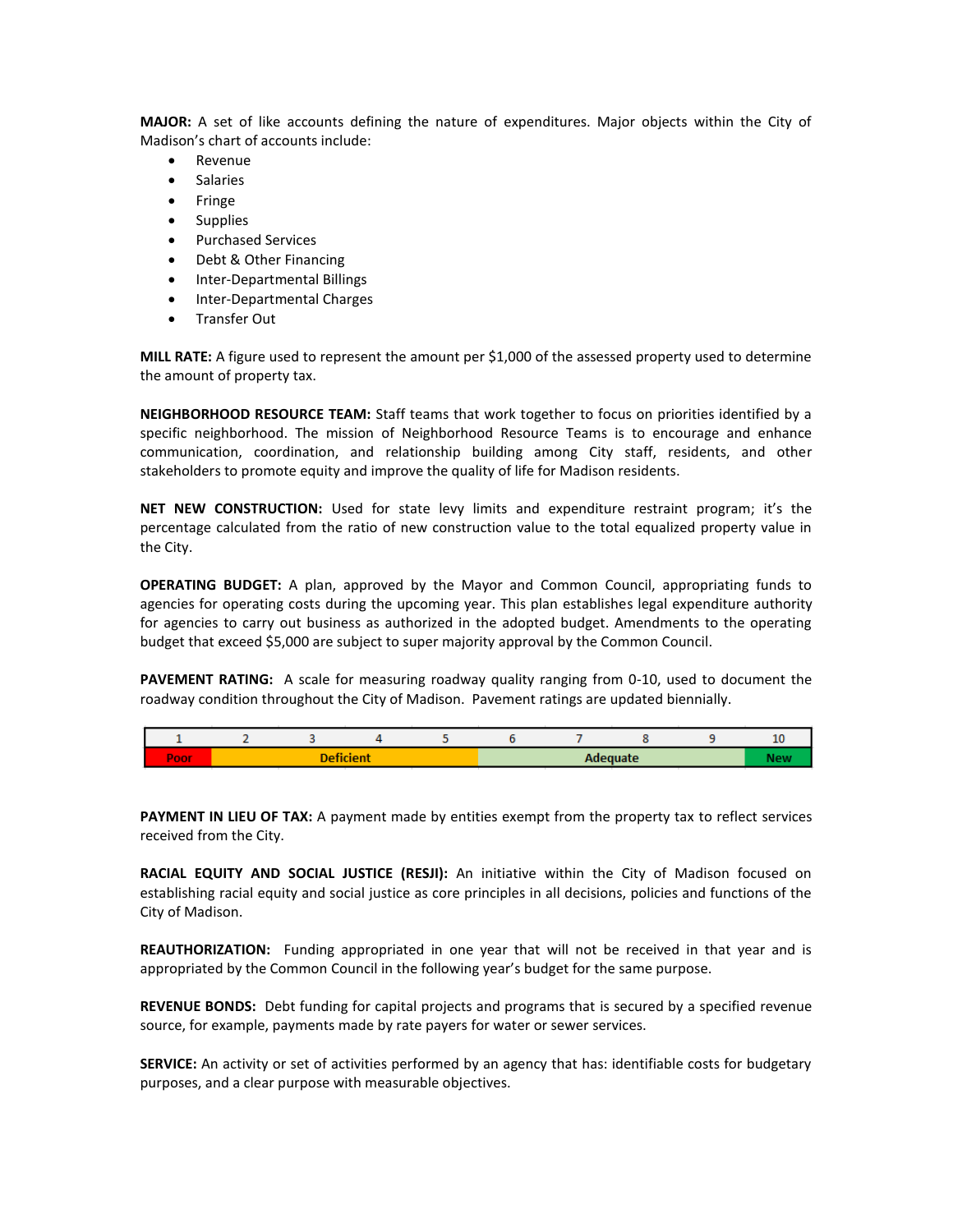**MAJOR:** A set of like accounts defining the nature of expenditures. Major objects within the City of Madison's chart of accounts include:

- Revenue
- Salaries
- Fringe
- Supplies
- Purchased Services
- Debt & Other Financing
- Inter-Departmental Billings
- Inter-Departmental Charges
- Transfer Out

**MILL RATE:** A figure used to represent the amount per $1,000 of the assessed property used to determine the amount of property tax.

**NEIGHBORHOOD RESOURCE TEAM:** Staff teams that work together to focus on priorities identified by a specific neighborhood. The mission of Neighborhood Resource Teams is to encourage and enhance communication, coordination, and relationship building among City staff, residents, and other stakeholders to promote equity and improve the quality of life for Madison residents.

**NET NEW CONSTRUCTION:** Used for state levy limits and expenditure restraint program; it's the percentage calculated from the ratio of new construction value to the total equalized property value in the City.

**OPERATING BUDGET:** A plan, approved by the Mayor and Common Council, appropriating funds to agencies for operating costs during the upcoming year. This plan establishes legal expenditure authority for agencies to carry out business as authorized in the adopted budget. Amendments to the operating budget that exceed $5,000 are subject to super majority approval by the Common Council.

**PAVEMENT RATING:** A scale for measuring roadway quality ranging from 0-10, used to document the roadway condition throughout the City of Madison. Pavement ratings are updated biennially.

| 1 | 2 | 3 | 4 | 5 | 6 | 7 | 8 | 9 | 10 |
|---|---|---|---|---|---|---|---|---|---|
| Poor | Deficient | | | | Adequate | | | | New |

**PAYMENT IN LIEU OF TAX:** A payment made by entities exempt from the property tax to reflect services received from the City.

**RACIAL EQUITY AND SOCIAL JUSTICE (RESJI):** An initiative within the City of Madison focused on establishing racial equity and social justice as core principles in all decisions, policies and functions of the City of Madison.

**REAUTHORIZATION:** Funding appropriated in one year that will not be received in that year and is appropriated by the Common Council in the following year's budget for the same purpose.

**REVENUE BONDS:** Debt funding for capital projects and programs that is secured by a specified revenue source, for example, payments made by rate payers for water or sewer services.

**SERVICE:** An activity or set of activities performed by an agency that has: identifiable costs for budgetary purposes, and a clear purpose with measurable objectives.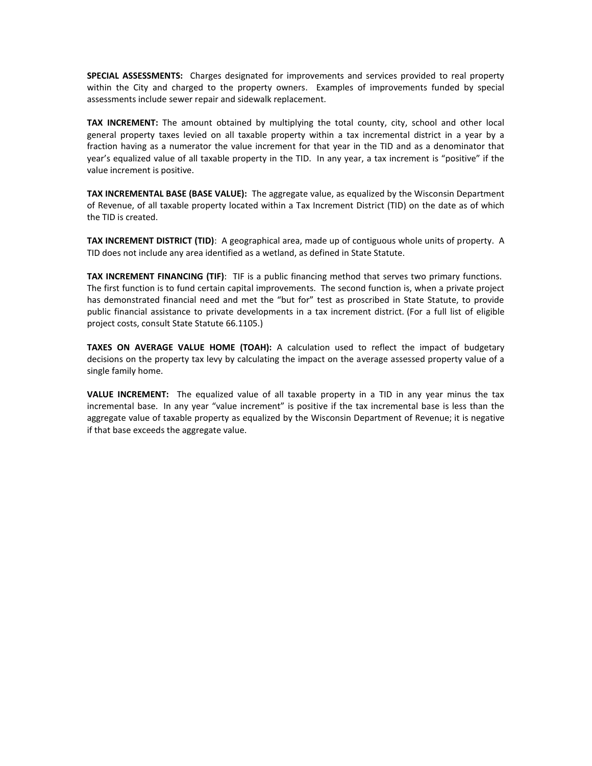**SPECIAL ASSESSMENTS:** Charges designated for improvements and services provided to real property within the City and charged to the property owners. Examples of improvements funded by special assessments include sewer repair and sidewalk replacement.

**TAX INCREMENT:** The amount obtained by multiplying the total county, city, school and other local general property taxes levied on all taxable property within a tax incremental district in a year by a fraction having as a numerator the value increment for that year in the TID and as a denominator that year's equalized value of all taxable property in the TID. In any year, a tax increment is "positive" if the value increment is positive.

**TAX INCREMENTAL BASE (BASE VALUE):** The aggregate value, as equalized by the Wisconsin Department of Revenue, of all taxable property located within a Tax Increment District (TID) on the date as of which the TID is created.

**TAX INCREMENT DISTRICT (TID)**: A geographical area, made up of contiguous whole units of property. A TID does not include any area identified as a wetland, as defined in State Statute.

**TAX INCREMENT FINANCING (TIF)**: TIF is a public financing method that serves two primary functions. The first function is to fund certain capital improvements. The second function is, when a private project has demonstrated financial need and met the "but for" test as proscribed in State Statute, to provide public financial assistance to private developments in a tax increment district. (For a full list of eligible project costs, consult State Statute 66.1105.)

**TAXES ON AVERAGE VALUE HOME (TOAH):** A calculation used to reflect the impact of budgetary decisions on the property tax levy by calculating the impact on the average assessed property value of a single family home.

**VALUE INCREMENT:** The equalized value of all taxable property in a TID in any year minus the tax incremental base. In any year "value increment" is positive if the tax incremental base is less than the aggregate value of taxable property as equalized by the Wisconsin Department of Revenue; it is negative if that base exceeds the aggregate value.